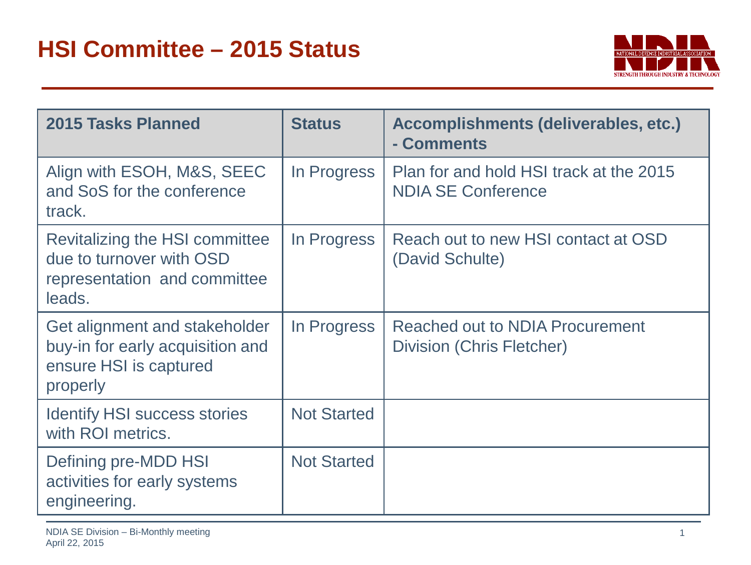# HSI Committee – 2015 Status

| 2015 Tasks Planned | Status | Accomplishments (deliverables, etc.) - Comments |
| --- | --- | --- |
| Align with ESOH, M&S, SEEC and SoS for the conference track. | In Progress | Plan for and hold HSI track at the 2015 NDIA SE Conference |
| Revitalizing the HSI committee due to turnover with OSD representation and committee leads. | In Progress | Reach out to new HSI contact at OSD (David Schulte) |
| Get alignment and stakeholder buy-in for early acquisition and ensure HSI is captured properly | In Progress | Reached out to NDIA Procurement Division (Chris Fletcher) |
| Identify HSI success stories with ROI metrics. | Not Started | |
| Defining pre-MDD HSI activities for early systems engineering. | Not Started | |

NDIA SE Division – Bi-Monthly meeting
April 22, 2015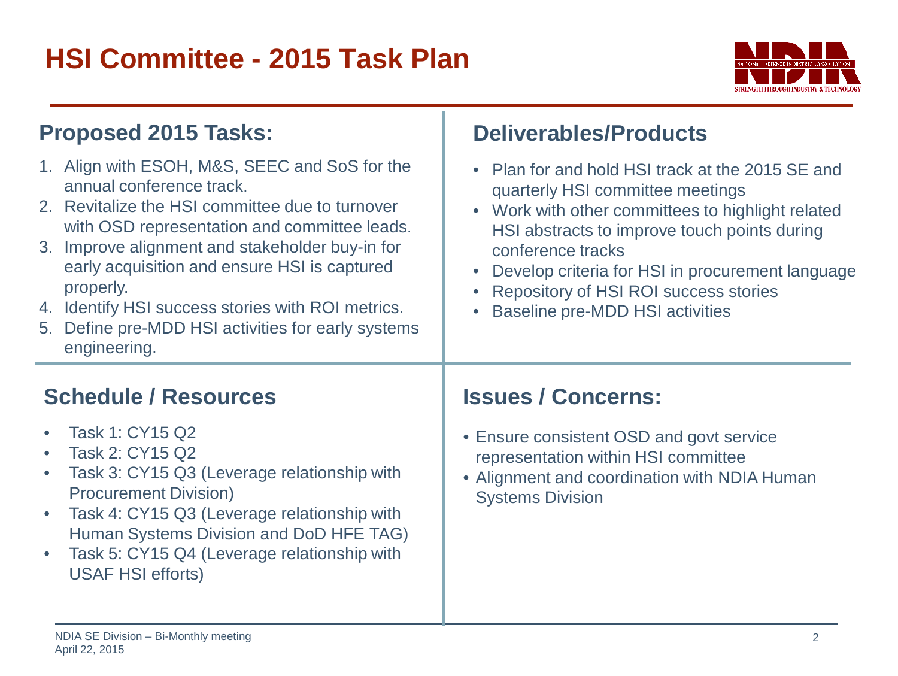# HSI Committee - 2015 Task Plan

## Proposed 2015 Tasks:

1. Align with ESOH, M&S, SEEC and SoS for the annual conference track.
2. Revitalize the HSI committee due to turnover with OSD representation and committee leads.
3. Improve alignment and stakeholder buy-in for early acquisition and ensure HSI is captured properly.
4. Identify HSI success stories with ROI metrics.
5. Define pre-MDD HSI activities for early systems engineering.

## Deliverables/Products

- Plan for and hold HSI track at the 2015 SE and quarterly HSI committee meetings
- Work with other committees to highlight related HSI abstracts to improve touch points during conference tracks
- Develop criteria for HSI in procurement language
- Repository of HSI ROI success stories
- Baseline pre-MDD HSI activities

## Schedule / Resources

- Task 1: CY15 Q2
- Task 2: CY15 Q2
- Task 3: CY15 Q3 (Leverage relationship with Procurement Division)
- Task 4: CY15 Q3 (Leverage relationship with Human Systems Division and DoD HFE TAG)
- Task 5: CY15 Q4 (Leverage relationship with USAF HSI efforts)

## Issues / Concerns:

- Ensure consistent OSD and govt service representation within HSI committee
- Alignment and coordination with NDIA Human Systems Division